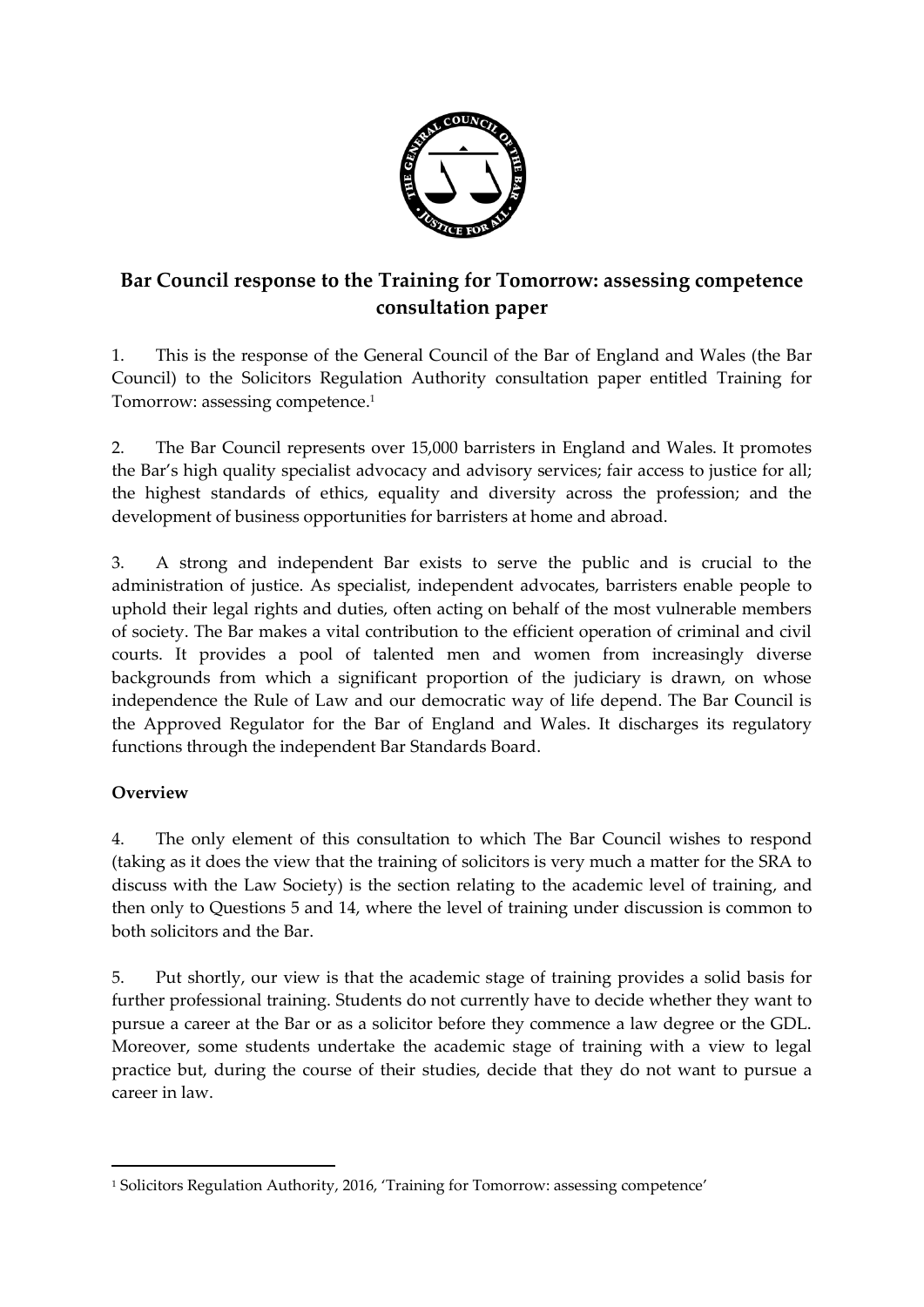# Bar Council response to the Training for Tomorrow: assessing competence consultation paper

1. This is the response of the General Council of the Bar of England and Wales (the Bar Council) to the Solicitors Regulation Authority consultation paper entitled Training for Tomorrow: assessing competence.[1]

2. The Bar Council represents over 15,000 barristers in England and Wales. It promotes the Bar's high quality specialist advocacy and advisory services; fair access to justice for all; the highest standards of ethics, equality and diversity across the profession; and the development of business opportunities for barristers at home and abroad.

3. A strong and independent Bar exists to serve the public and is crucial to the administration of justice. As specialist, independent advocates, barristers enable people to uphold their legal rights and duties, often acting on behalf of the most vulnerable members of society. The Bar makes a vital contribution to the efficient operation of criminal and civil courts. It provides a pool of talented men and women from increasingly diverse backgrounds from which a significant proportion of the judiciary is drawn, on whose independence the Rule of Law and our democratic way of life depend. The Bar Council is the Approved Regulator for the Bar of England and Wales. It discharges its regulatory functions through the independent Bar Standards Board.

## Overview

4. The only element of this consultation to which The Bar Council wishes to respond (taking as it does the view that the training of solicitors is very much a matter for the SRA to discuss with the Law Society) is the section relating to the academic level of training, and then only to Questions 5 and 14, where the level of training under discussion is common to both solicitors and the Bar.

5. Put shortly, our view is that the academic stage of training provides a solid basis for further professional training. Students do not currently have to decide whether they want to pursue a career at the Bar or as a solicitor before they commence a law degree or the GDL. Moreover, some students undertake the academic stage of training with a view to legal practice but, during the course of their studies, decide that they do not want to pursue a career in law.

---

[1] Solicitors Regulation Authority, 2016, 'Training for Tomorrow: assessing competence'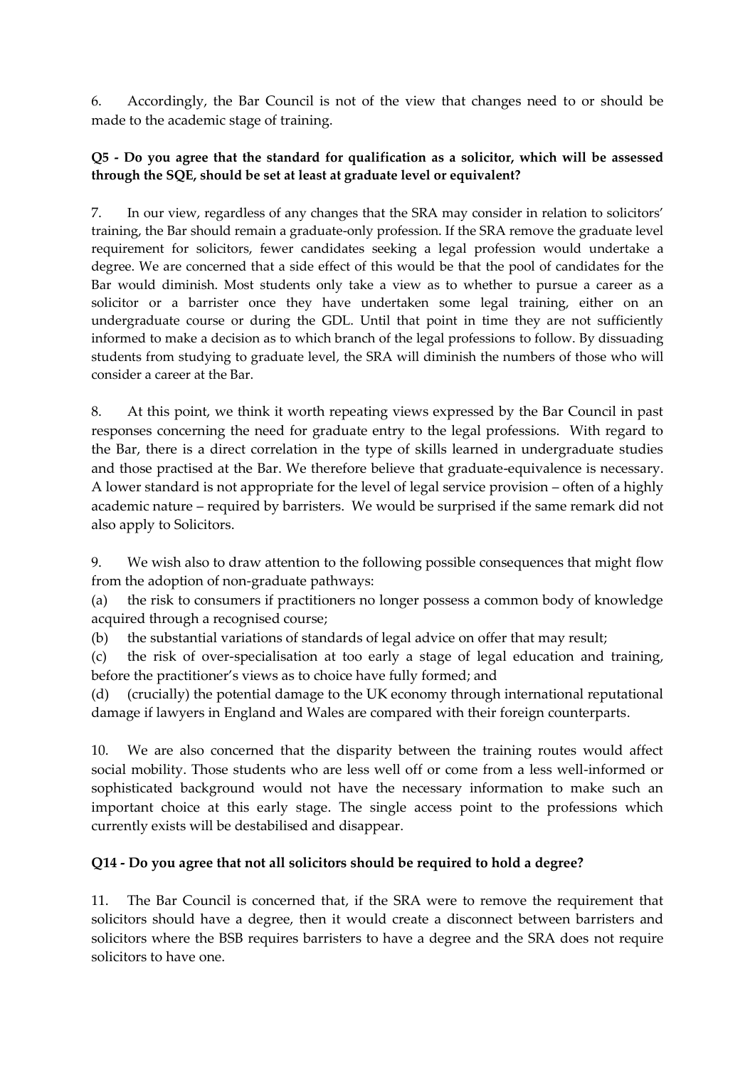6. Accordingly, the Bar Council is not of the view that changes need to or should be made to the academic stage of training.

**Q5 - Do you agree that the standard for qualification as a solicitor, which will be assessed through the SQE, should be set at least at graduate level or equivalent?**

7. In our view, regardless of any changes that the SRA may consider in relation to solicitors' training, the Bar should remain a graduate-only profession. If the SRA remove the graduate level requirement for solicitors, fewer candidates seeking a legal profession would undertake a degree. We are concerned that a side effect of this would be that the pool of candidates for the Bar would diminish. Most students only take a view as to whether to pursue a career as a solicitor or a barrister once they have undertaken some legal training, either on an undergraduate course or during the GDL. Until that point in time they are not sufficiently informed to make a decision as to which branch of the legal professions to follow. By dissuading students from studying to graduate level, the SRA will diminish the numbers of those who will consider a career at the Bar.

8. At this point, we think it worth repeating views expressed by the Bar Council in past responses concerning the need for graduate entry to the legal professions. With regard to the Bar, there is a direct correlation in the type of skills learned in undergraduate studies and those practised at the Bar. We therefore believe that graduate-equivalence is necessary. A lower standard is not appropriate for the level of legal service provision – often of a highly academic nature – required by barristers. We would be surprised if the same remark did not also apply to Solicitors.

9. We wish also to draw attention to the following possible consequences that might flow from the adoption of non-graduate pathways:

(a) the risk to consumers if practitioners no longer possess a common body of knowledge acquired through a recognised course;

(b) the substantial variations of standards of legal advice on offer that may result;

(c) the risk of over-specialisation at too early a stage of legal education and training, before the practitioner's views as to choice have fully formed; and

(d) (crucially) the potential damage to the UK economy through international reputational damage if lawyers in England and Wales are compared with their foreign counterparts.

10. We are also concerned that the disparity between the training routes would affect social mobility. Those students who are less well off or come from a less well-informed or sophisticated background would not have the necessary information to make such an important choice at this early stage. The single access point to the professions which currently exists will be destabilised and disappear.

**Q14 - Do you agree that not all solicitors should be required to hold a degree?**

11. The Bar Council is concerned that, if the SRA were to remove the requirement that solicitors should have a degree, then it would create a disconnect between barristers and solicitors where the BSB requires barristers to have a degree and the SRA does not require solicitors to have one.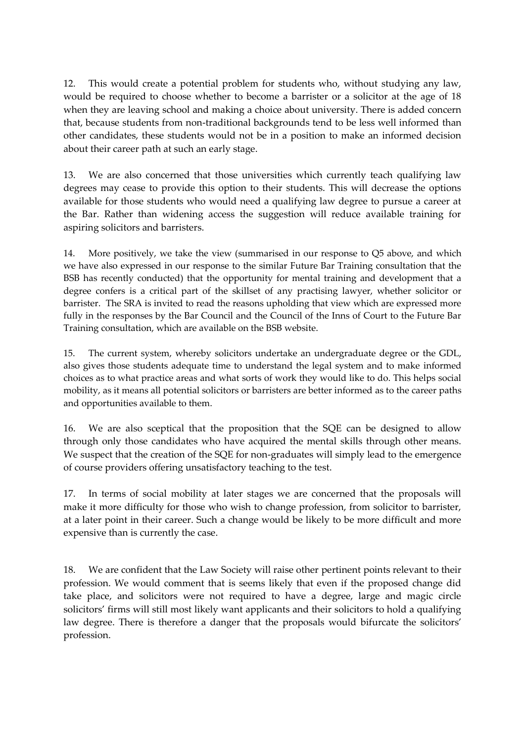12. This would create a potential problem for students who, without studying any law, would be required to choose whether to become a barrister or a solicitor at the age of 18 when they are leaving school and making a choice about university. There is added concern that, because students from non-traditional backgrounds tend to be less well informed than other candidates, these students would not be in a position to make an informed decision about their career path at such an early stage.

13. We are also concerned that those universities which currently teach qualifying law degrees may cease to provide this option to their students. This will decrease the options available for those students who would need a qualifying law degree to pursue a career at the Bar. Rather than widening access the suggestion will reduce available training for aspiring solicitors and barristers.

14. More positively, we take the view (summarised in our response to Q5 above, and which we have also expressed in our response to the similar Future Bar Training consultation that the BSB has recently conducted) that the opportunity for mental training and development that a degree confers is a critical part of the skillset of any practising lawyer, whether solicitor or barrister. The SRA is invited to read the reasons upholding that view which are expressed more fully in the responses by the Bar Council and the Council of the Inns of Court to the Future Bar Training consultation, which are available on the BSB website.

15. The current system, whereby solicitors undertake an undergraduate degree or the GDL, also gives those students adequate time to understand the legal system and to make informed choices as to what practice areas and what sorts of work they would like to do. This helps social mobility, as it means all potential solicitors or barristers are better informed as to the career paths and opportunities available to them.

16. We are also sceptical that the proposition that the SQE can be designed to allow through only those candidates who have acquired the mental skills through other means. We suspect that the creation of the SQE for non-graduates will simply lead to the emergence of course providers offering unsatisfactory teaching to the test.

17. In terms of social mobility at later stages we are concerned that the proposals will make it more difficulty for those who wish to change profession, from solicitor to barrister, at a later point in their career. Such a change would be likely to be more difficult and more expensive than is currently the case.

18. We are confident that the Law Society will raise other pertinent points relevant to their profession. We would comment that is seems likely that even if the proposed change did take place, and solicitors were not required to have a degree, large and magic circle solicitors' firms will still most likely want applicants and their solicitors to hold a qualifying law degree. There is therefore a danger that the proposals would bifurcate the solicitors' profession.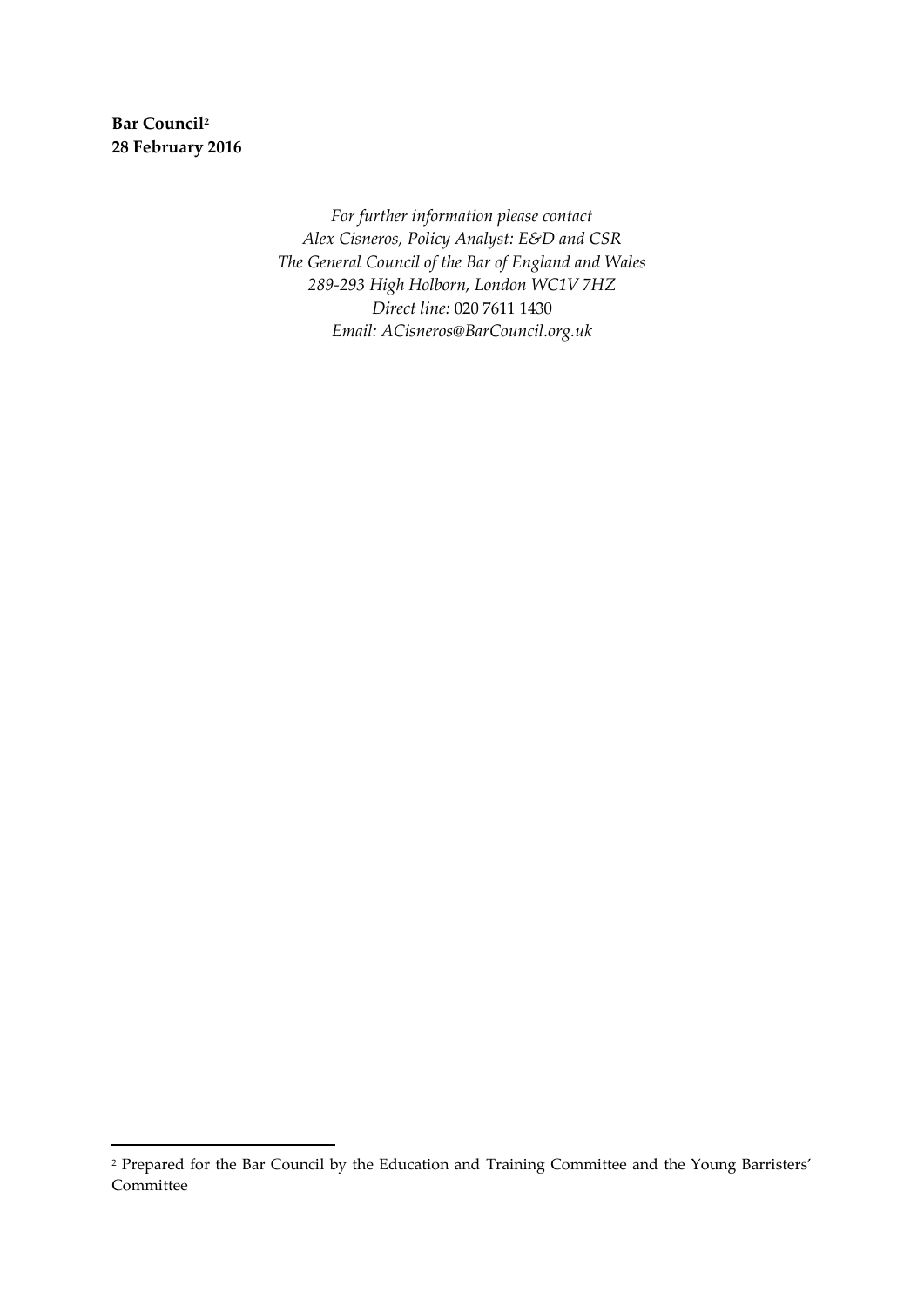**Bar Council**[2]
**28 February 2016**

*For further information please contact*
*Alex Cisneros, Policy Analyst: E&D and CSR*
*The General Council of the Bar of England and Wales*
*289-293 High Holborn, London WC1V 7HZ*
*Direct line:* 020 7611 1430
*Email: ACisneros@BarCouncil.org.uk*

---

[2] Prepared for the Bar Council by the Education and Training Committee and the Young Barristers' Committee